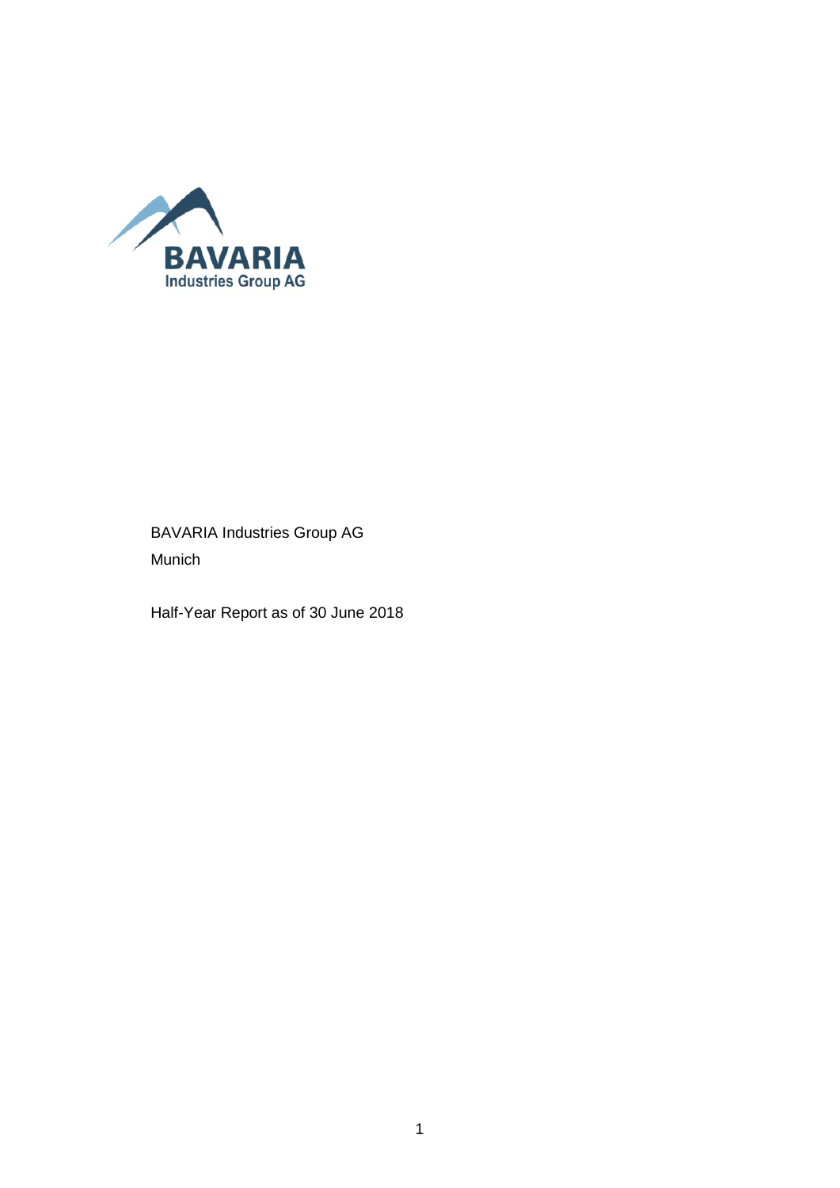BAVARIA Industries Group AG

Munich

Half-Year Report as of 30 June 2018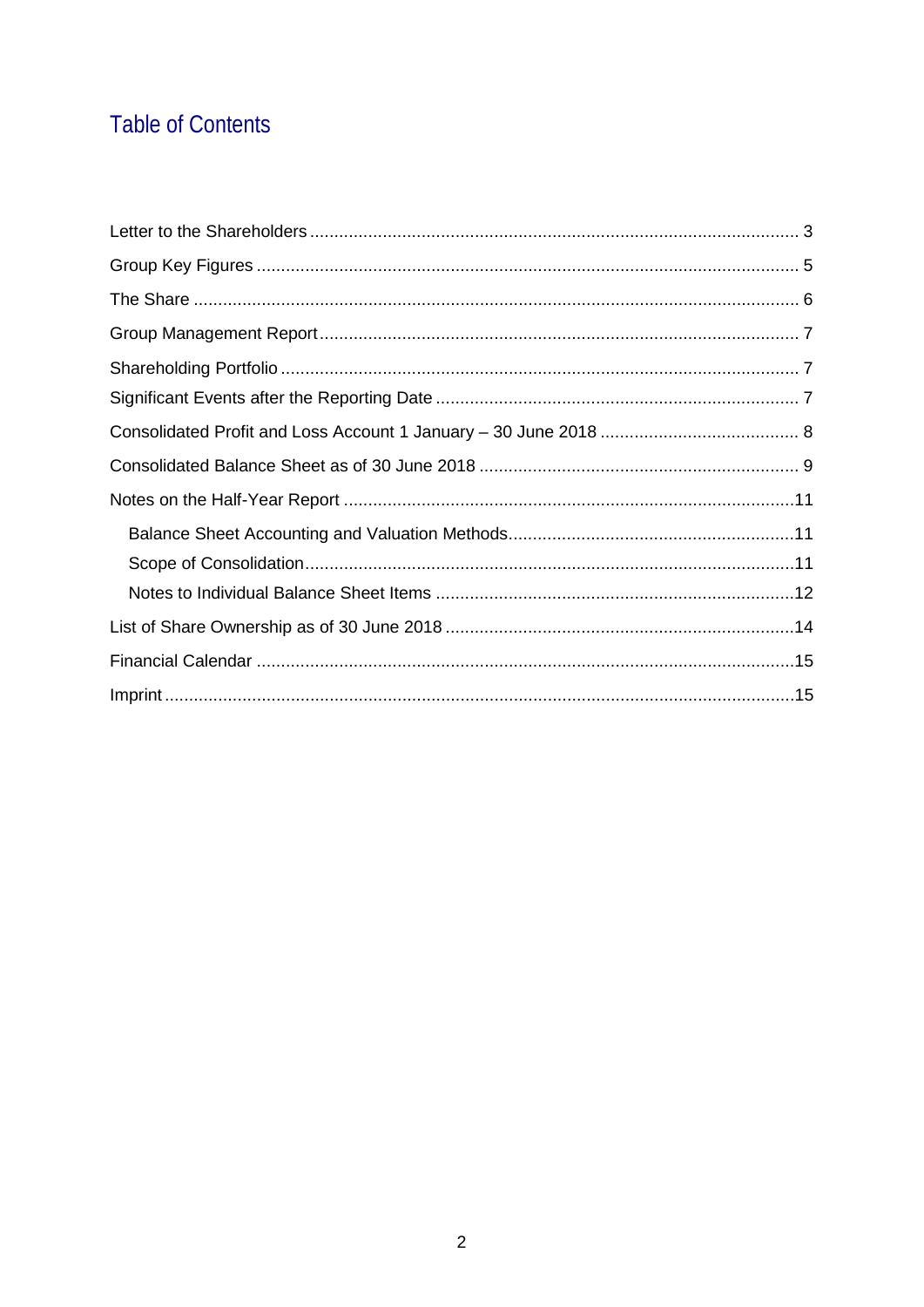# Table of Contents

Letter to the Shareholders ..... 3

Group Key Figures ..... 5

The Share ..... 6

Group Management Report ..... 7

Shareholding Portfolio ..... 7

Significant Events after the Reporting Date ..... 7

Consolidated Profit and Loss Account 1 January – 30 June 2018 ..... 8

Consolidated Balance Sheet as of 30 June 2018 ..... 9

Notes on the Half-Year Report ..... 11

- Balance Sheet Accounting and Valuation Methods ..... 11
- Scope of Consolidation ..... 11
- Notes to Individual Balance Sheet Items ..... 12

List of Share Ownership as of 30 June 2018 ..... 14

Financial Calendar ..... 15

Imprint ..... 15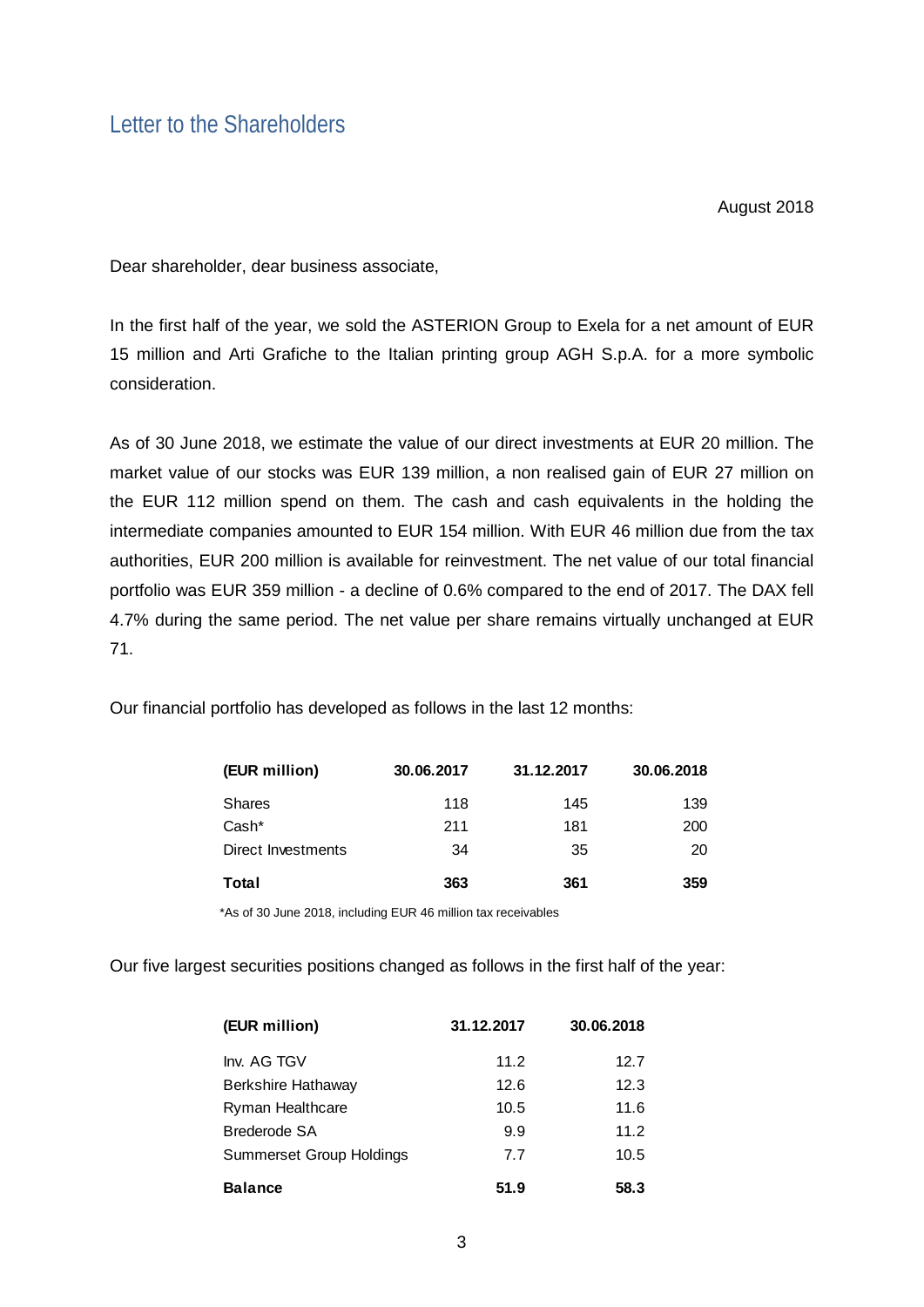# Letter to the Shareholders

August 2018

Dear shareholder, dear business associate,

In the first half of the year, we sold the ASTERION Group to Exela for a net amount of EUR 15 million and Arti Grafiche to the Italian printing group AGH S.p.A. for a more symbolic consideration.

As of 30 June 2018, we estimate the value of our direct investments at EUR 20 million. The market value of our stocks was EUR 139 million, a non realised gain of EUR 27 million on the EUR 112 million spend on them. The cash and cash equivalents in the holding the intermediate companies amounted to EUR 154 million. With EUR 46 million due from the tax authorities, EUR 200 million is available for reinvestment. The net value of our total financial portfolio was EUR 359 million - a decline of 0.6% compared to the end of 2017. The DAX fell 4.7% during the same period. The net value per share remains virtually unchanged at EUR 71.

Our financial portfolio has developed as follows in the last 12 months:

| (EUR million) | 30.06.2017 | 31.12.2017 | 30.06.2018 |
|---|---|---|---|
| Shares | 118 | 145 | 139 |
| Cash* | 211 | 181 | 200 |
| Direct Investments | 34 | 35 | 20 |
| **Total** | **363** | **361** | **359** |

*As of 30 June 2018, including EUR 46 million tax receivables

Our five largest securities positions changed as follows in the first half of the year:

| (EUR million) | 31.12.2017 | 30.06.2018 |
|---|---|---|
| Inv. AG TGV | 11.2 | 12.7 |
| Berkshire Hathaway | 12.6 | 12.3 |
| Ryman Healthcare | 10.5 | 11.6 |
| Brederode SA | 9.9 | 11.2 |
| Summerset Group Holdings | 7.7 | 10.5 |
| **Balance** | **51.9** | **58.3** |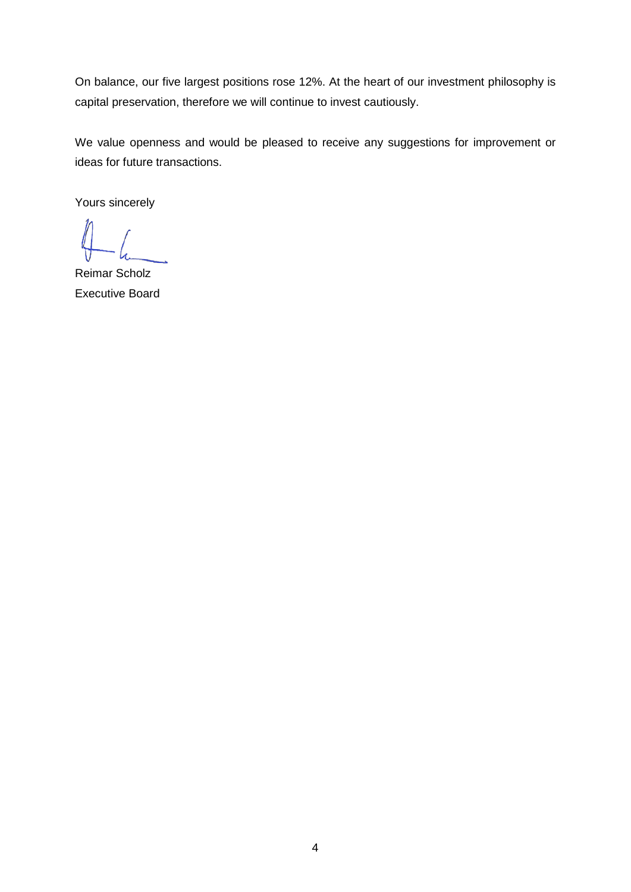On balance, our five largest positions rose 12%. At the heart of our investment philosophy is capital preservation, therefore we will continue to invest cautiously.

We value openness and would be pleased to receive any suggestions for improvement or ideas for future transactions.

Yours sincerely

Reimar Scholz
Executive Board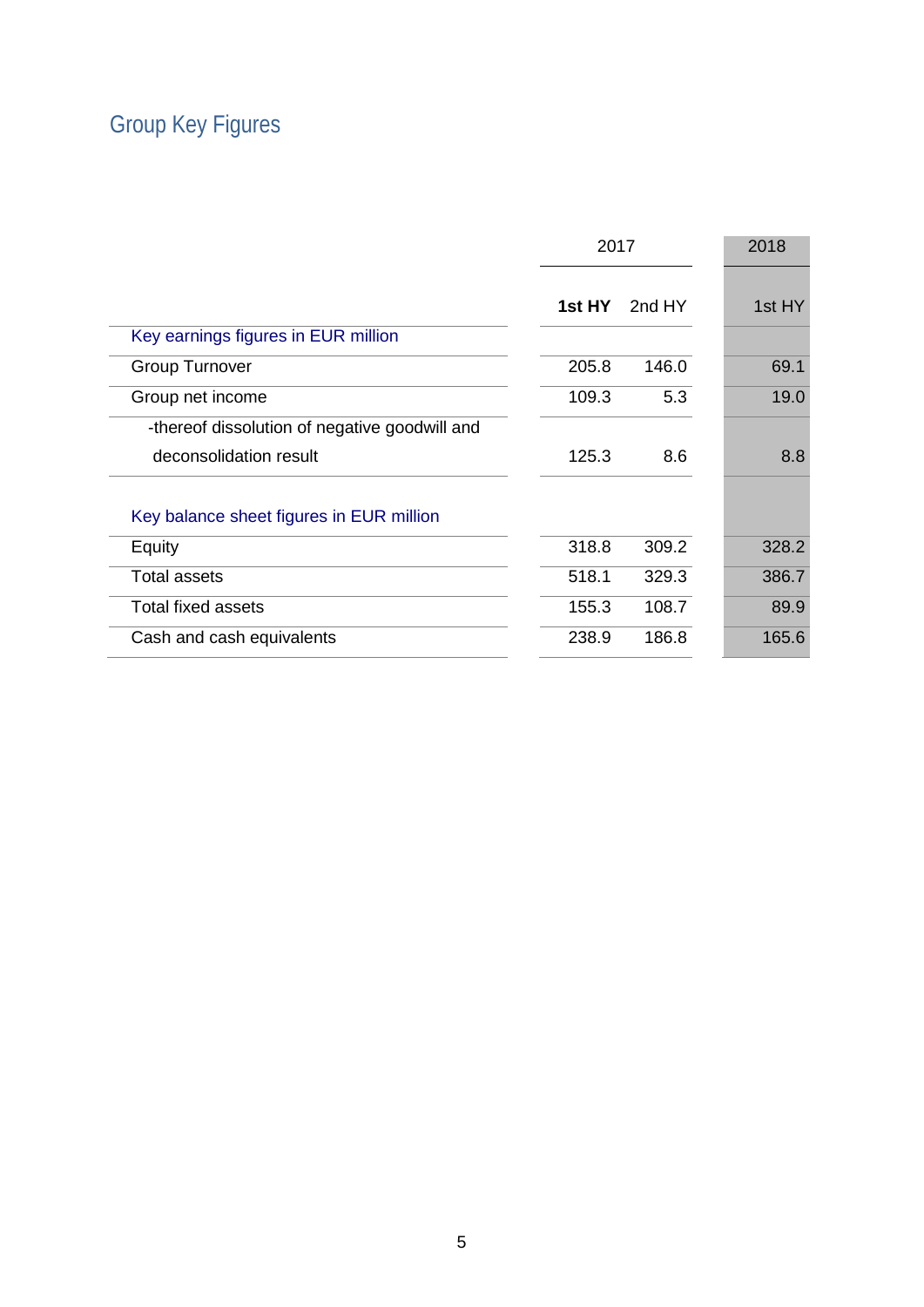# Group Key Figures

| | 2017 | | 2018 |
|---|---|---|---|
| | **1st HY** | 2nd HY | 1st HY |
| Key earnings figures in EUR million | | | |
| Group Turnover | 205.8 | 146.0 | 69.1 |
| Group net income | 109.3 | 5.3 | 19.0 |
| -thereof dissolution of negative goodwill and deconsolidation result | 125.3 | 8.6 | 8.8 |
| Key balance sheet figures in EUR million | | | |
| Equity | 318.8 | 309.2 | 328.2 |
| Total assets | 518.1 | 329.3 | 386.7 |
| Total fixed assets | 155.3 | 108.7 | 89.9 |
| Cash and cash equivalents | 238.9 | 186.8 | 165.6 |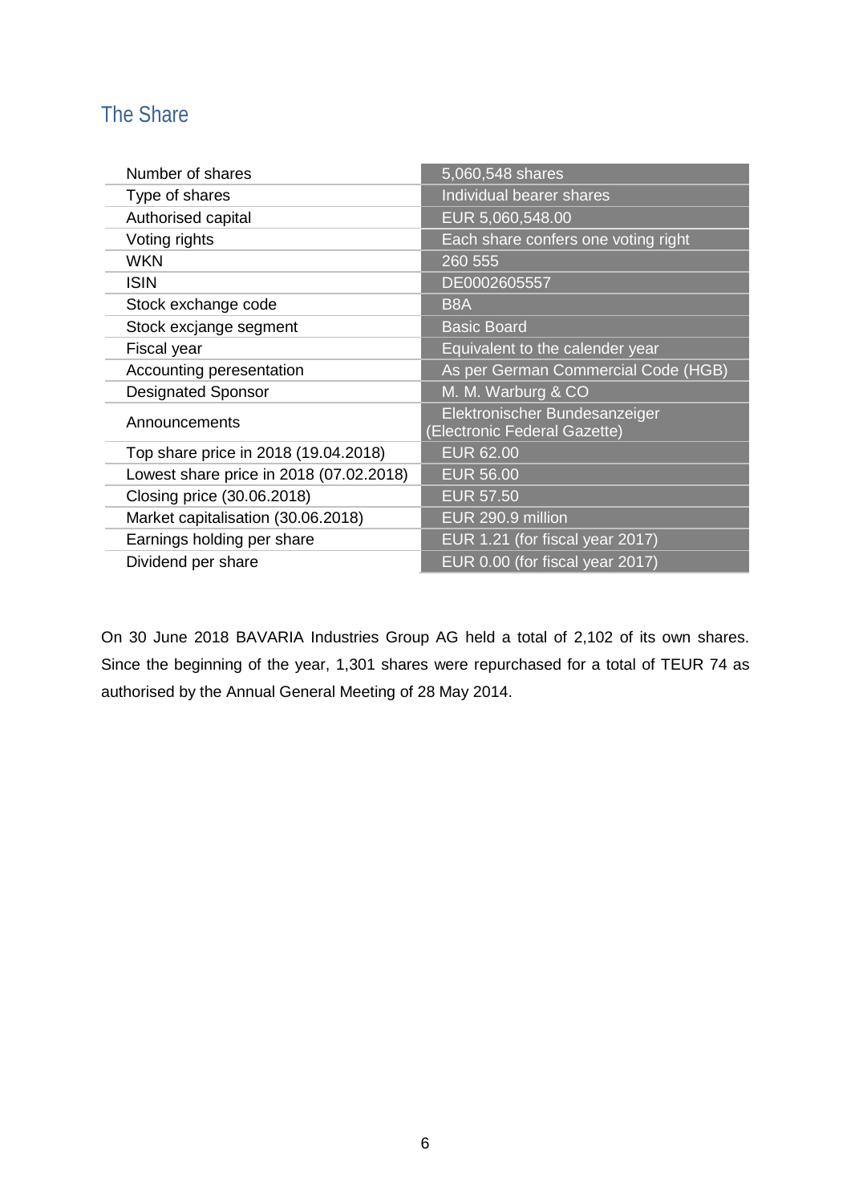## The Share

| | |
|---|---|
| Number of shares | 5,060,548 shares |
| Type of shares | Individual bearer shares |
| Authorised capital | EUR 5,060,548.00 |
| Voting rights | Each share confers one voting right |
| WKN | 260 555 |
| ISIN | DE0002605557 |
| Stock exchange code | B8A |
| Stock excjange segment | Basic Board |
| Fiscal year | Equivalent to the calender year |
| Accounting peresentation | As per German Commercial Code (HGB) |
| Designated Sponsor | M. M. Warburg & CO |
| Announcements | Elektronischer Bundesanzeiger (Electronic Federal Gazette) |
| Top share price in 2018 (19.04.2018) | EUR 62.00 |
| Lowest share price in 2018 (07.02.2018) | EUR 56.00 |
| Closing price (30.06.2018) | EUR 57.50 |
| Market capitalisation (30.06.2018) | EUR 290.9 million |
| Earnings holding per share | EUR 1.21 (for fiscal year 2017) |
| Dividend per share | EUR 0.00 (for fiscal year 2017) |

On 30 June 2018 BAVARIA Industries Group AG held a total of 2,102 of its own shares. Since the beginning of the year, 1,301 shares were repurchased for a total of TEUR 74 as authorised by the Annual General Meeting of 28 May 2014.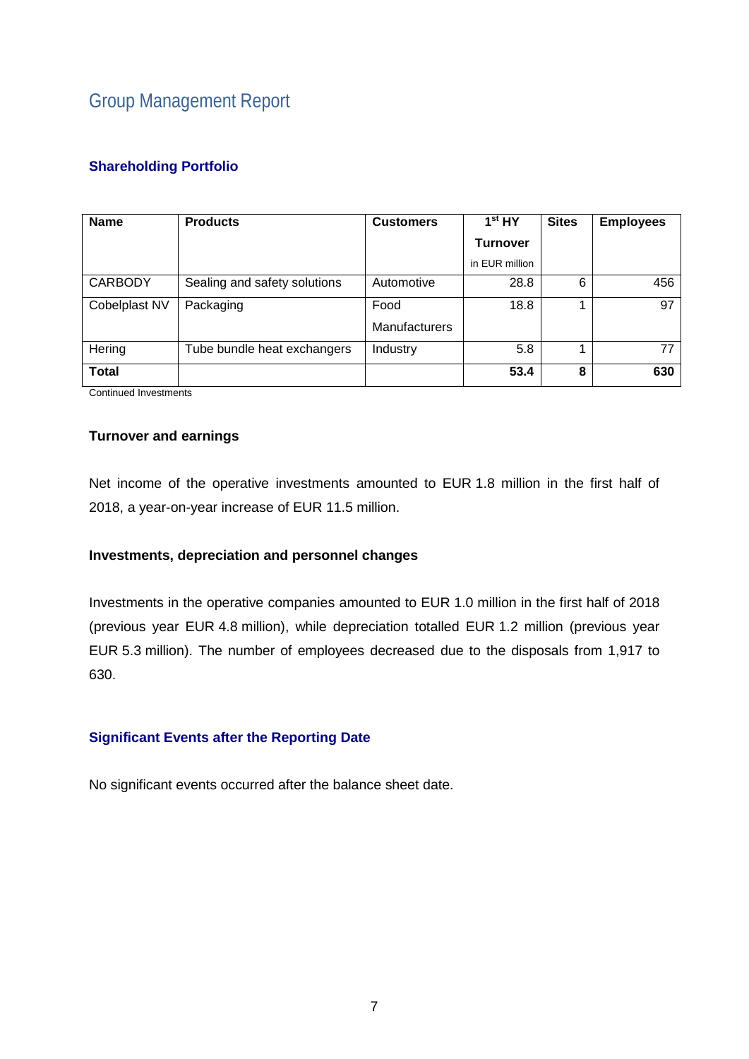# Group Management Report

## Shareholding Portfolio

| Name | Products | Customers | 1st HY Turnover in EUR million | Sites | Employees |
|---|---|---|---|---|---|
| CARBODY | Sealing and safety solutions | Automotive | 28.8 | 6 | 456 |
| Cobelplast NV | Packaging | Food Manufacturers | 18.8 | 1 | 97 |
| Hering | Tube bundle heat exchangers | Industry | 5.8 | 1 | 77 |
| **Total** | | | **53.4** | **8** | **630** |

Continued Investments

### Turnover and earnings

Net income of the operative investments amounted to EUR 1.8 million in the first half of 2018, a year-on-year increase of EUR 11.5 million.

### Investments, depreciation and personnel changes

Investments in the operative companies amounted to EUR 1.0 million in the first half of 2018 (previous year EUR 4.8 million), while depreciation totalled EUR 1.2 million (previous year EUR 5.3 million). The number of employees decreased due to the disposals from 1,917 to 630.

## Significant Events after the Reporting Date

No significant events occurred after the balance sheet date.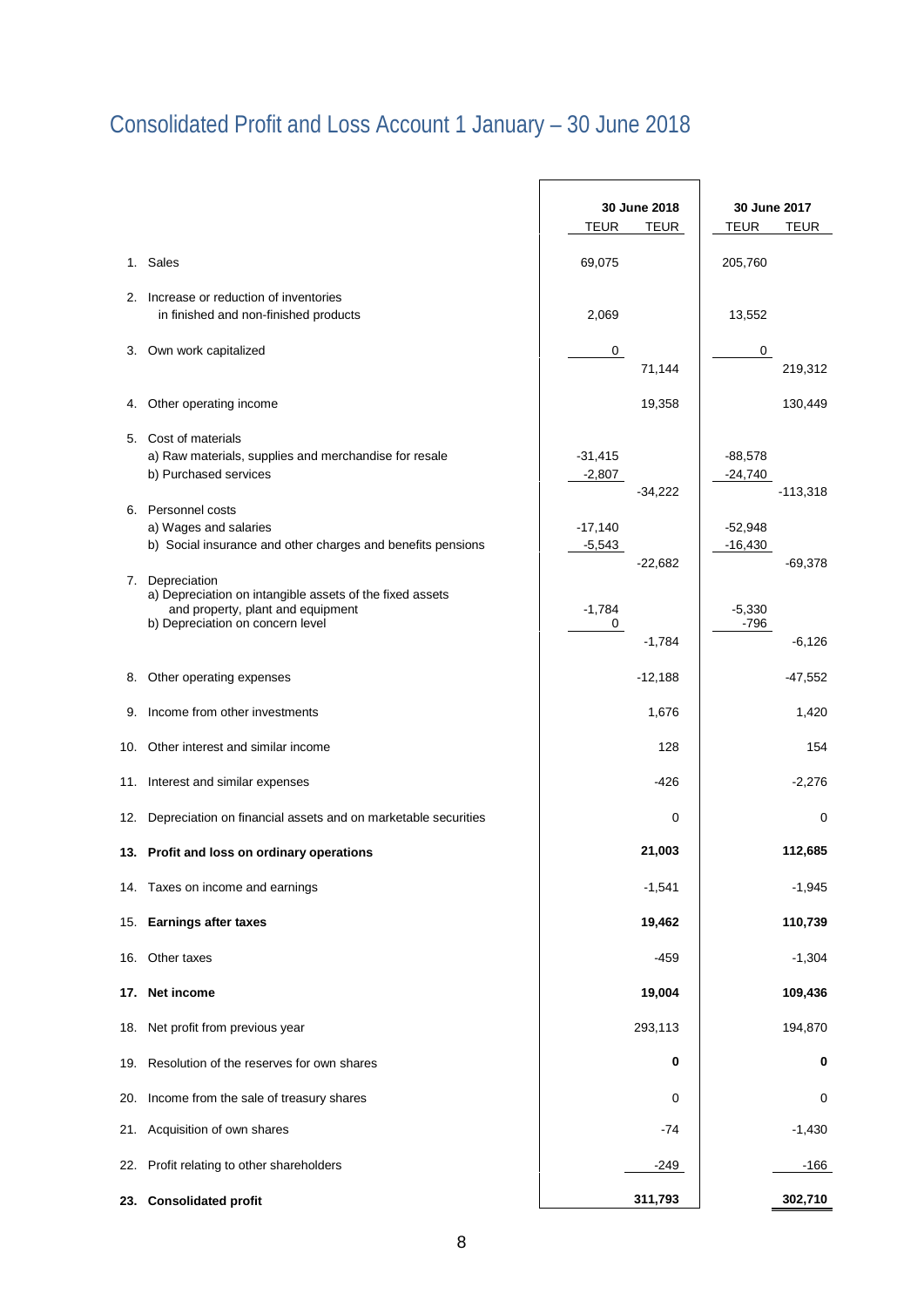# Consolidated Profit and Loss Account 1 January – 30 June 2018

| | | 30 June 2018 | | 30 June 2017 | |
|---|---|---|---|---|---|
| | | TEUR | TEUR | TEUR | TEUR |
| 1. | Sales | 69,075 | | 205,760 | |
| 2. | Increase or reduction of inventories in finished and non-finished products | 2,069 | | 13,552 | |
| 3. | Own work capitalized | 0 | | 0 | |
| | | | 71,144 | | 219,312 |
| 4. | Other operating income | | 19,358 | | 130,449 |
| 5. | Cost of materials | | | | |
| | a) Raw materials, supplies and merchandise for resale | -31,415 | | -88,578 | |
| | b) Purchased services | -2,807 | | -24,740 | |
| | | | -34,222 | | -113,318 |
| 6. | Personnel costs | | | | |
| | a) Wages and salaries | -17,140 | | -52,948 | |
| | b) Social insurance and other charges and benefits pensions | -5,543 | | -16,430 | |
| | | | -22,682 | | -69,378 |
| 7. | Depreciation | | | | |
| | a) Depreciation on intangible assets of the fixed assets and property, plant and equipment | -1,784 | | -5,330 | |
| | b) Depreciation on concern level | 0 | | -796 | |
| | | | -1,784 | | -6,126 |
| 8. | Other operating expenses | | -12,188 | | -47,552 |
| 9. | Income from other investments | | 1,676 | | 1,420 |
| 10. | Other interest and similar income | | 128 | | 154 |
| 11. | Interest and similar expenses | | -426 | | -2,276 |
| 12. | Depreciation on financial assets and on marketable securities | | 0 | | 0 |
| **13.** | **Profit and loss on ordinary operations** | | **21,003** | | **112,685** |
| 14. | Taxes on income and earnings | | -1,541 | | -1,945 |
| **15.** | **Earnings after taxes** | | **19,462** | | **110,739** |
| 16. | Other taxes | | -459 | | -1,304 |
| **17.** | **Net income** | | **19,004** | | **109,436** |
| 18. | Net profit from previous year | | 293,113 | | 194,870 |
| 19. | Resolution of the reserves for own shares | | **0** | | **0** |
| 20. | Income from the sale of treasury shares | | 0 | | 0 |
| 21. | Acquisition of own shares | | -74 | | -1,430 |
| 22. | Profit relating to other shareholders | | -249 | | -166 |
| **23.** | **Consolidated profit** | | **311,793** | | **302,710** |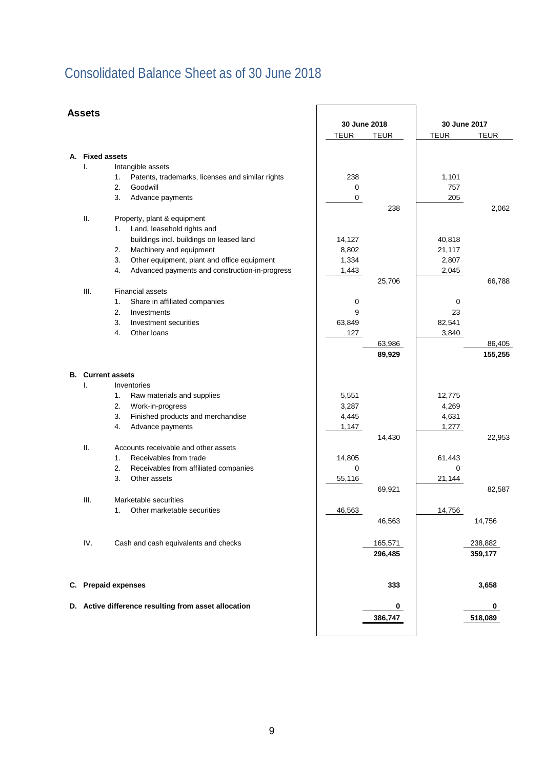# Consolidated Balance Sheet as of 30 June 2018

## Assets

| | 30 June 2018 | | 30 June 2017 | |
|---|---|---|---|---|
| | TEUR | TEUR | TEUR | TEUR |
| **A. Fixed assets** | | | | |
| I. Intangible assets | | | | |
| 1. Patents, trademarks, licenses and similar rights | 238 | | 1,101 | |
| 2. Goodwill | 0 | | 757 | |
| 3. Advance payments | 0 | | 205 | |
| | | 238 | | 2,062 |
| II. Property, plant & equipment | | | | |
| 1. Land, leasehold rights and buildings incl. buildings on leased land | 14,127 | | 40,818 | |
| 2. Machinery and equipment | 8,802 | | 21,117 | |
| 3. Other equipment, plant and office equipment | 1,334 | | 2,807 | |
| 4. Advanced payments and construction-in-progress | 1,443 | | 2,045 | |
| | | 25,706 | | 66,788 |
| III. Financial assets | | | | |
| 1. Share in affiliated companies | 0 | | 0 | |
| 2. Investments | 9 | | 23 | |
| 3. Investment securities | 63,849 | | 82,541 | |
| 4. Other loans | 127 | | 3,840 | |
| | | 63,986 | | 86,405 |
| | | **89,929** | | **155,255** |
| **B. Current assets** | | | | |
| I. Inventories | | | | |
| 1. Raw materials and supplies | 5,551 | | 12,775 | |
| 2. Work-in-progress | 3,287 | | 4,269 | |
| 3. Finished products and merchandise | 4,445 | | 4,631 | |
| 4. Advance payments | 1,147 | | 1,277 | |
| | | 14,430 | | 22,953 |
| II. Accounts receivable and other assets | | | | |
| 1. Receivables from trade | 14,805 | | 61,443 | |
| 2. Receivables from affiliated companies | 0 | | 0 | |
| 3. Other assets | 55,116 | | 21,144 | |
| | | 69,921 | | 82,587 |
| III. Marketable securities | | | | |
| 1. Other marketable securities | 46,563 | | 14,756 | |
| | | 46,563 | | 14,756 |
| IV. Cash and cash equivalents and checks | | 165,571 | | 238,882 |
| | | **296,485** | | **359,177** |
| **C. Prepaid expenses** | | **333** | | **3,658** |
| **D. Active difference resulting from asset allocation** | | **0** | | **0** |
| | | **386,747** | | **518,089** |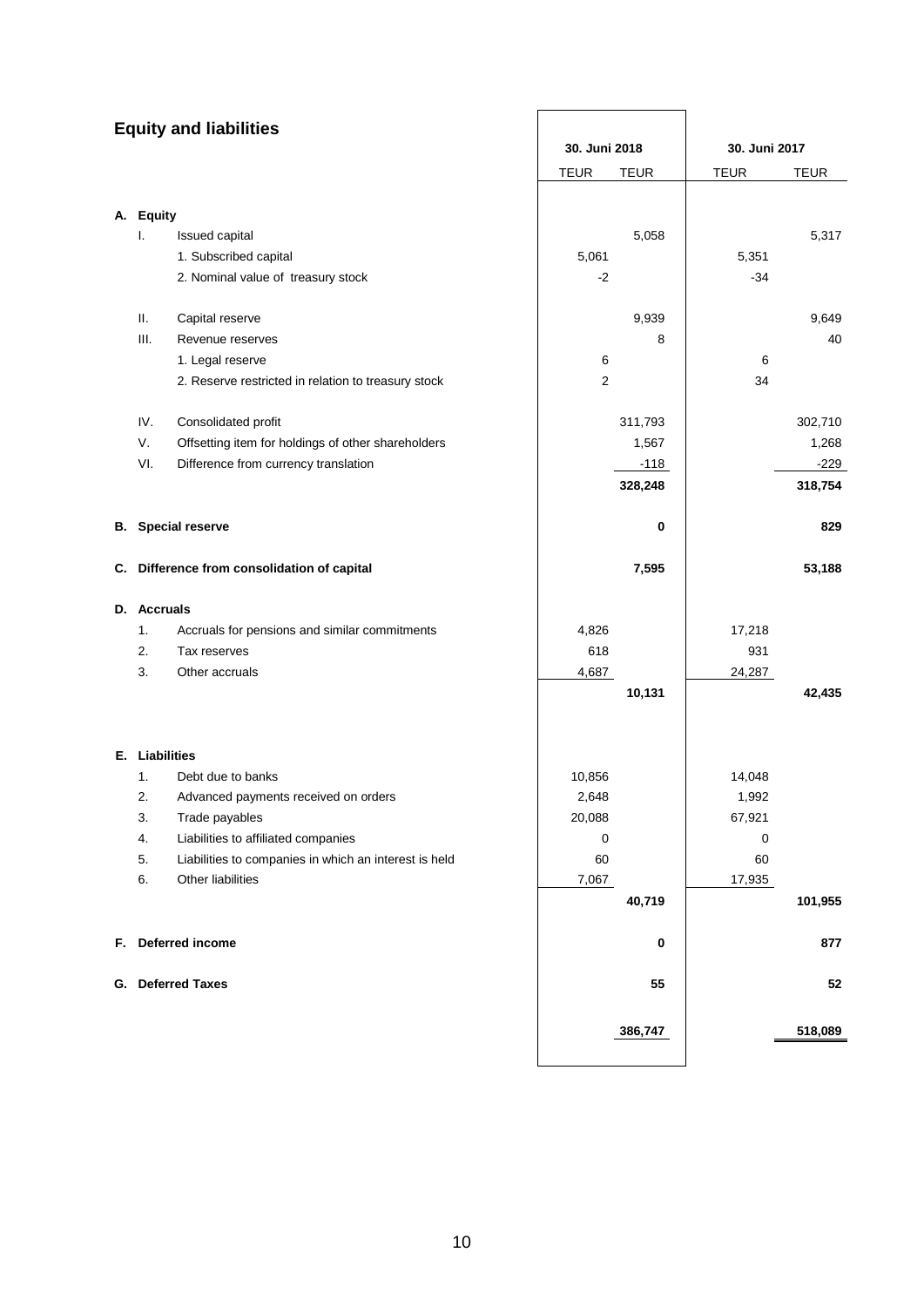## Equity and liabilities

| | | | 30. Juni 2018 | | 30. Juni 2017 | |
|---|---|---|---|---|---|---|
| | | | TEUR | TEUR | TEUR | TEUR |
| **A.** | **Equity** | | | | | |
| | I. | Issued capital | | 5,058 | | 5,317 |
| | | 1. Subscribed capital | 5,061 | | 5,351 | |
| | | 2. Nominal value of treasury stock | -2 | | -34 | |
| | II. | Capital reserve | | 9,939 | | 9,649 |
| | III. | Revenue reserves | | 8 | | 40 |
| | | 1. Legal reserve | 6 | | 6 | |
| | | 2. Reserve restricted in relation to treasury stock | 2 | | 34 | |
| | IV. | Consolidated profit | | 311,793 | | 302,710 |
| | V. | Offsetting item for holdings of other shareholders | | 1,567 | | 1,268 |
| | VI. | Difference from currency translation | | -118 | | -229 |
| | | | | **328,248** | | **318,754** |
| **B.** | **Special reserve** | | | **0** | | **829** |
| **C.** | **Difference from consolidation of capital** | | | **7,595** | | **53,188** |
| **D.** | **Accruals** | | | | | |
| | 1. | Accruals for pensions and similar commitments | 4,826 | | 17,218 | |
| | 2. | Tax reserves | 618 | | 931 | |
| | 3. | Other accruals | 4,687 | | 24,287 | |
| | | | | **10,131** | | **42,435** |
| **E.** | **Liabilities** | | | | | |
| | 1. | Debt due to banks | 10,856 | | 14,048 | |
| | 2. | Advanced payments received on orders | 2,648 | | 1,992 | |
| | 3. | Trade payables | 20,088 | | 67,921 | |
| | 4. | Liabilities to affiliated companies | 0 | | 0 | |
| | 5. | Liabilities to companies in which an interest is held | 60 | | 60 | |
| | 6. | Other liabilities | 7,067 | | 17,935 | |
| | | | | **40,719** | | **101,955** |
| **F.** | **Deferred income** | | | **0** | | **877** |
| **G.** | **Deferred Taxes** | | | **55** | | **52** |
| | | | | **386,747** | | **518,089** |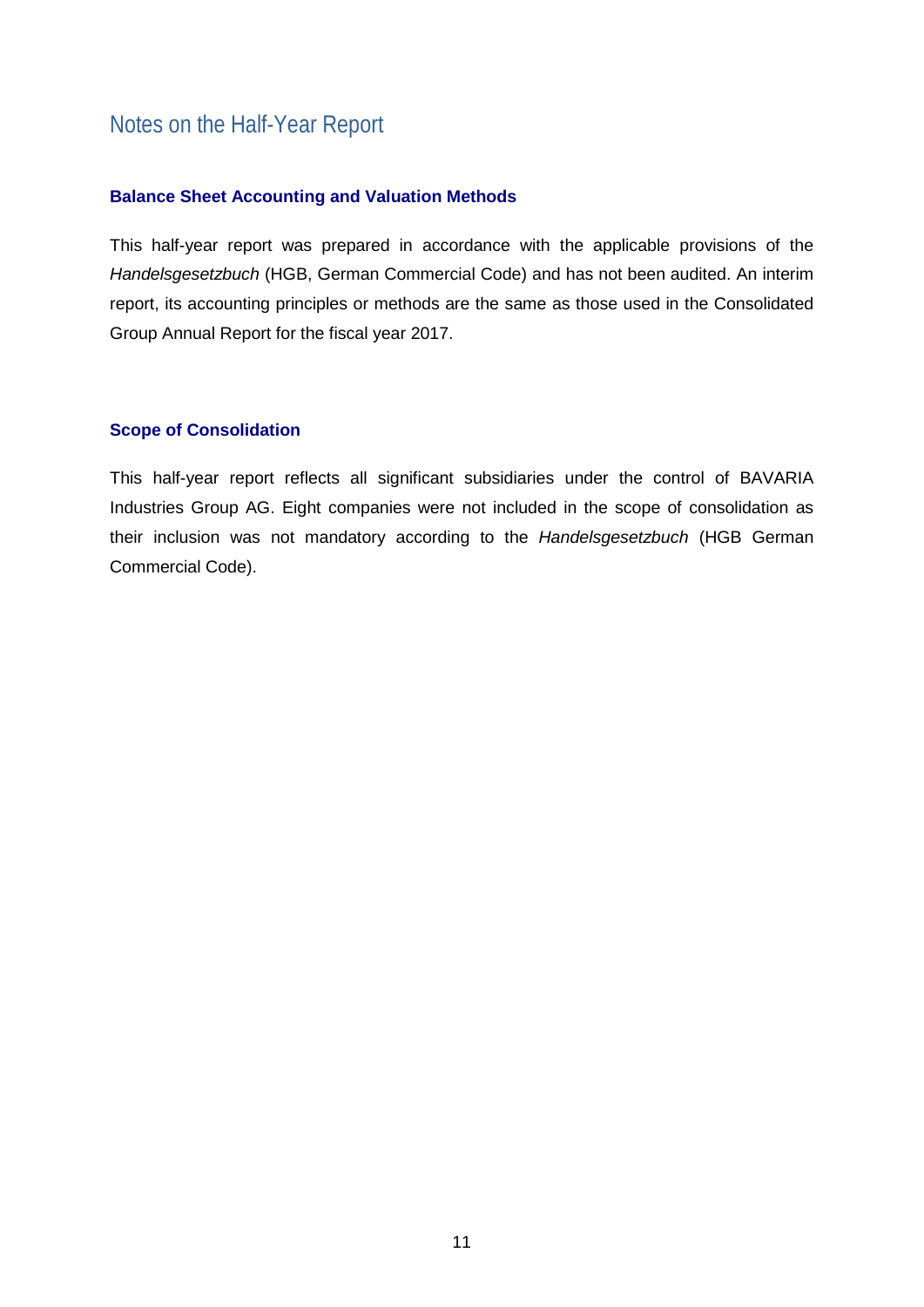# Notes on the Half-Year Report

### Balance Sheet Accounting and Valuation Methods

This half-year report was prepared in accordance with the applicable provisions of the *Handelsgesetzbuch* (HGB, German Commercial Code) and has not been audited. An interim report, its accounting principles or methods are the same as those used in the Consolidated Group Annual Report for the fiscal year 2017.

### Scope of Consolidation

This half-year report reflects all significant subsidiaries under the control of BAVARIA Industries Group AG. Eight companies were not included in the scope of consolidation as their inclusion was not mandatory according to the *Handelsgesetzbuch* (HGB German Commercial Code).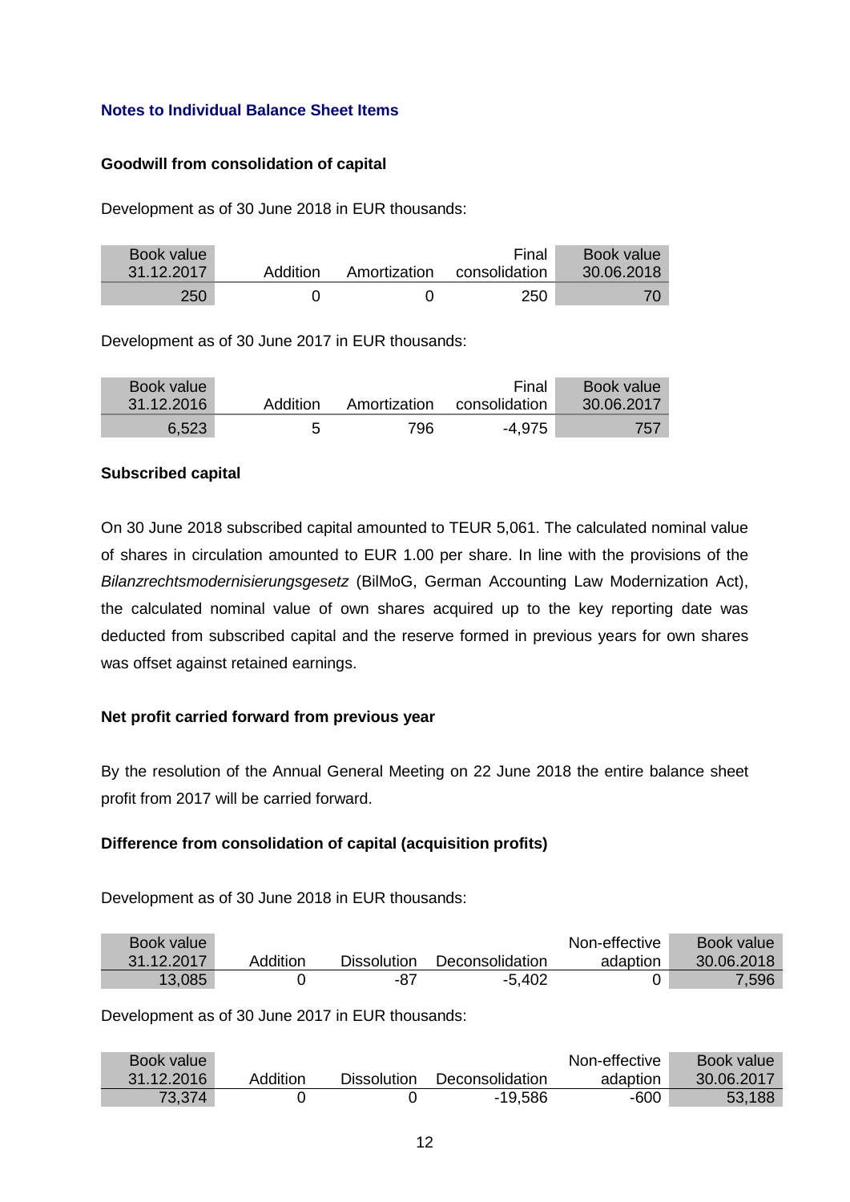### Notes to Individual Balance Sheet Items

**Goodwill from consolidation of capital**

Development as of 30 June 2018 in EUR thousands:

| Book value 31.12.2017 | Addition | Amortization | Final consolidation | Book value 30.06.2018 |
|---|---|---|---|---|
| 250 | 0 | 0 | 250 | 70 |

Development as of 30 June 2017 in EUR thousands:

| Book value 31.12.2016 | Addition | Amortization | Final consolidation | Book value 30.06.2017 |
|---|---|---|---|---|
| 6,523 | 5 | 796 | -4,975 | 757 |

**Subscribed capital**

On 30 June 2018 subscribed capital amounted to TEUR 5,061. The calculated nominal value of shares in circulation amounted to EUR 1.00 per share. In line with the provisions of the *Bilanzrechtsmodernisierungsgesetz* (BilMoG, German Accounting Law Modernization Act), the calculated nominal value of own shares acquired up to the key reporting date was deducted from subscribed capital and the reserve formed in previous years for own shares was offset against retained earnings.

**Net profit carried forward from previous year**

By the resolution of the Annual General Meeting on 22 June 2018 the entire balance sheet profit from 2017 will be carried forward.

**Difference from consolidation of capital (acquisition profits)**

Development as of 30 June 2018 in EUR thousands:

| Book value 31.12.2017 | Addition | Dissolution | Deconsolidation | Non-effective adaption | Book value 30.06.2018 |
|---|---|---|---|---|---|
| 13,085 | 0 | -87 | -5,402 | 0 | 7,596 |

Development as of 30 June 2017 in EUR thousands:

| Book value 31.12.2016 | Addition | Dissolution | Deconsolidation | Non-effective adaption | Book value 30.06.2017 |
|---|---|---|---|---|---|
| 73,374 | 0 | 0 | -19,586 | -600 | 53,188 |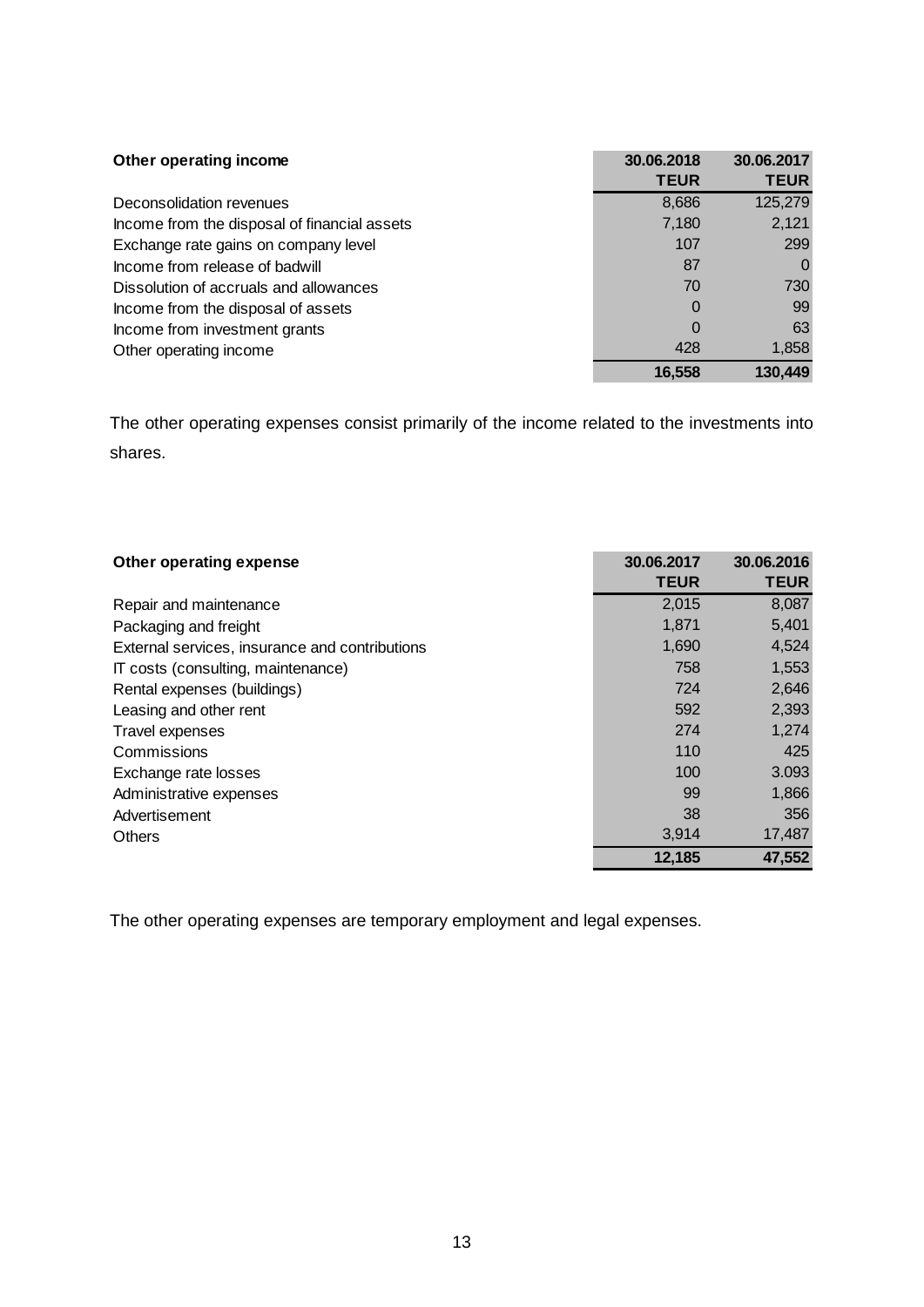| Other operating income | 30.06.2018 TEUR | 30.06.2017 TEUR |
|---|---|---|
| Deconsolidation revenues | 8,686 | 125,279 |
| Income from the disposal of financial assets | 7,180 | 2,121 |
| Exchange rate gains on company level | 107 | 299 |
| Income from release of badwill | 87 | 0 |
| Dissolution of accruals and allowances | 70 | 730 |
| Income from the disposal of assets | 0 | 99 |
| Income from investment grants | 0 | 63 |
| Other operating income | 428 | 1,858 |
| | **16,558** | **130,449** |

The other operating expenses consist primarily of the income related to the investments into shares.

| Other operating expense | 30.06.2017 TEUR | 30.06.2016 TEUR |
|---|---|---|
| Repair and maintenance | 2,015 | 8,087 |
| Packaging and freight | 1,871 | 5,401 |
| External services, insurance and contributions | 1,690 | 4,524 |
| IT costs (consulting, maintenance) | 758 | 1,553 |
| Rental expenses (buildings) | 724 | 2,646 |
| Leasing and other rent | 592 | 2,393 |
| Travel expenses | 274 | 1,274 |
| Commissions | 110 | 425 |
| Exchange rate losses | 100 | 3.093 |
| Administrative expenses | 99 | 1,866 |
| Advertisement | 38 | 356 |
| Others | 3,914 | 17,487 |
| | **12,185** | **47,552** |

The other operating expenses are temporary employment and legal expenses.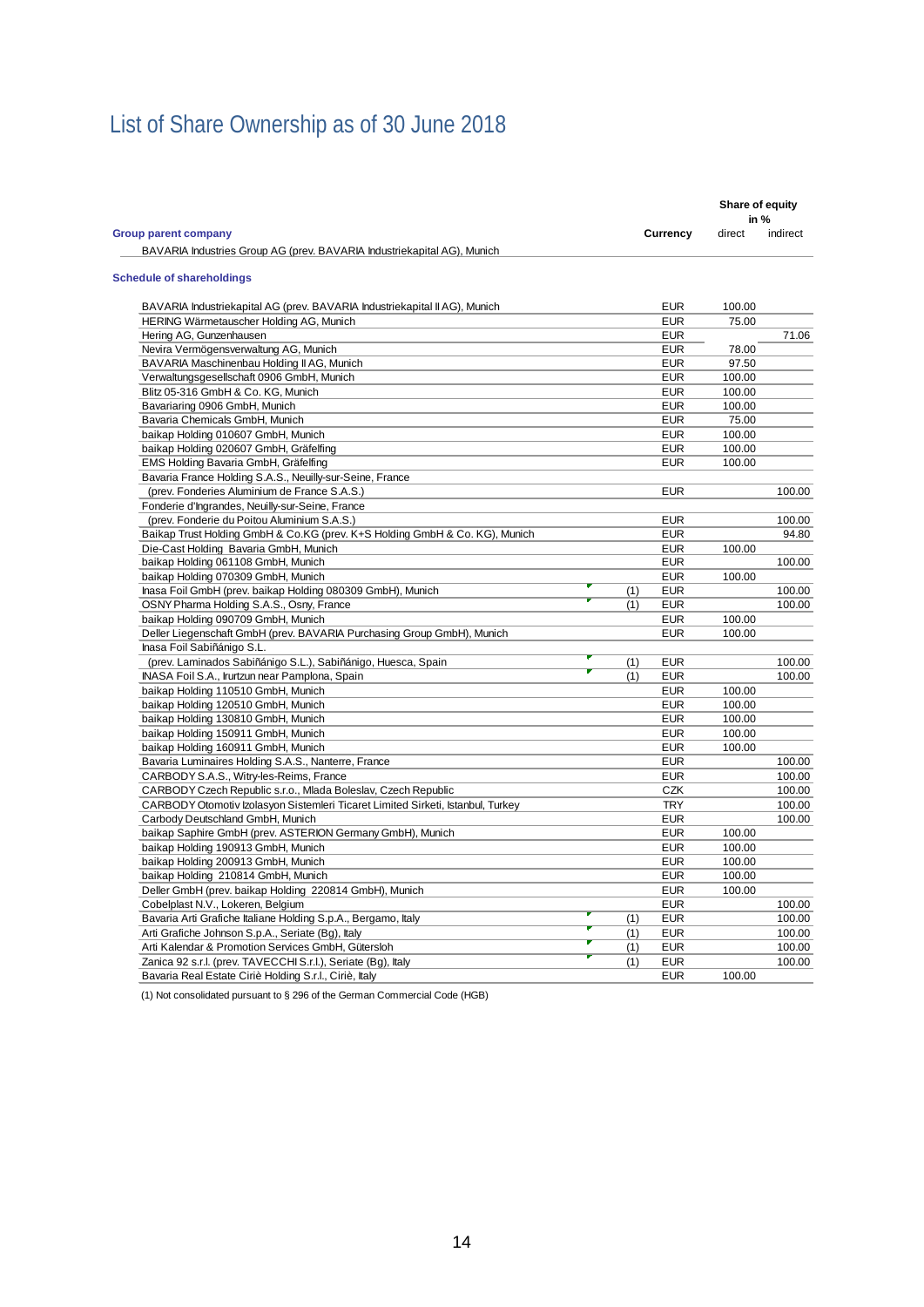# List of Share Ownership as of 30 June 2018

| Group parent company | | Currency | Share of equity in % direct | Share of equity in % indirect |
|---|---|---|---|---|
| BAVARIA Industries Group AG (prev. BAVARIA Industriekapital AG), Munich | | | | |

**Schedule of shareholdings**

| Company | Note | Currency | direct | indirect |
|---|---|---|---|---|
| BAVARIA Industriekapital AG (prev. BAVARIA Industriekapital II AG), Munich | | EUR | 100.00 | |
| HERING Wärmetauscher Holding AG, Munich | | EUR | 75.00 | |
| Hering AG, Gunzenhausen | | EUR | | 71.06 |
| Nevira Vermögensverwaltung AG, Munich | | EUR | 78.00 | |
| BAVARIA Maschinenbau Holding II AG, Munich | | EUR | 97.50 | |
| Verwaltungsgesellschaft 0906 GmbH, Munich | | EUR | 100.00 | |
| Blitz 05-316 GmbH & Co. KG, Munich | | EUR | 100.00 | |
| Bavariaring 0906 GmbH, Munich | | EUR | 100.00 | |
| Bavaria Chemicals GmbH, Munich | | EUR | 75.00 | |
| baikap Holding 010607 GmbH, Munich | | EUR | 100.00 | |
| baikap Holding 020607 GmbH, Gräfelfing | | EUR | 100.00 | |
| EMS Holding Bavaria GmbH, Gräfelfing | | EUR | 100.00 | |
| Bavaria France Holding S.A.S., Neuilly-sur-Seine, France (prev. Fonderies Aluminium de France S.A.S.) | | EUR | | 100.00 |
| Fonderie d'Ingrandes, Neuilly-sur-Seine, France (prev. Fonderie du Poitou Aluminium S.A.S.) | | EUR | | 100.00 |
| Baikap Trust Holding GmbH & Co.KG (prev. K+S Holding GmbH & Co. KG), Munich | | EUR | | 94.80 |
| Die-Cast Holding Bavaria GmbH, Munich | | EUR | 100.00 | |
| baikap Holding 061108 GmbH, Munich | | EUR | | 100.00 |
| baikap Holding 070309 GmbH, Munich | | EUR | 100.00 | |
| Inasa Foil GmbH (prev. baikap Holding 080309 GmbH), Munich | (1) | EUR | | 100.00 |
| OSNY Pharma Holding S.A.S., Osny, France | (1) | EUR | | 100.00 |
| baikap Holding 090709 GmbH, Munich | | EUR | 100.00 | |
| Deller Liegenschaft GmbH (prev. BAVARIA Purchasing Group GmbH), Munich | | EUR | 100.00 | |
| Inasa Foil Sabiñánigo S.L. (prev. Laminados Sabiñánigo S.L.), Sabiñánigo, Huesca, Spain | (1) | EUR | | 100.00 |
| INASA Foil S.A., Irurtzun near Pamplona, Spain | (1) | EUR | | 100.00 |
| baikap Holding 110510 GmbH, Munich | | EUR | 100.00 | |
| baikap Holding 120510 GmbH, Munich | | EUR | 100.00 | |
| baikap Holding 130810 GmbH, Munich | | EUR | 100.00 | |
| baikap Holding 150911 GmbH, Munich | | EUR | 100.00 | |
| baikap Holding 160911 GmbH, Munich | | EUR | 100.00 | |
| Bavaria Luminaires Holding S.A.S., Nanterre, France | | EUR | | 100.00 |
| CARBODY S.A.S., Witry-les-Reims, France | | EUR | | 100.00 |
| CARBODY Czech Republic s.r.o., Mlada Boleslav, Czech Republic | | CZK | | 100.00 |
| CARBODY Otomotiv Izolasyon Sistemleri Ticaret Limited Sirketi, Istanbul, Turkey | | TRY | | 100.00 |
| Carbody Deutschland GmbH, Munich | | EUR | | 100.00 |
| baikap Saphire GmbH (prev. ASTERION Germany GmbH), Munich | | EUR | 100.00 | |
| baikap Holding 190913 GmbH, Munich | | EUR | 100.00 | |
| baikap Holding 200913 GmbH, Munich | | EUR | 100.00 | |
| baikap Holding 210814 GmbH, Munich | | EUR | 100.00 | |
| Deller GmbH (prev. baikap Holding 220814 GmbH), Munich | | EUR | 100.00 | |
| Cobelplast N.V., Lokeren, Belgium | | EUR | | 100.00 |
| Bavaria Arti Grafiche Italiane Holding S.p.A., Bergamo, Italy | (1) | EUR | | 100.00 |
| Arti Grafiche Johnson S.p.A., Seriate (Bg), Italy | (1) | EUR | | 100.00 |
| Arti Kalendar & Promotion Services GmbH, Gütersloh | (1) | EUR | | 100.00 |
| Zanica 92 s.r.l. (prev. TAVECCHI S.r.l.), Seriate (Bg), Italy | (1) | EUR | | 100.00 |
| Bavaria Real Estate Ciriè Holding S.r.l., Ciriè, Italy | | EUR | 100.00 | |

(1) Not consolidated pursuant to § 296 of the German Commercial Code (HGB)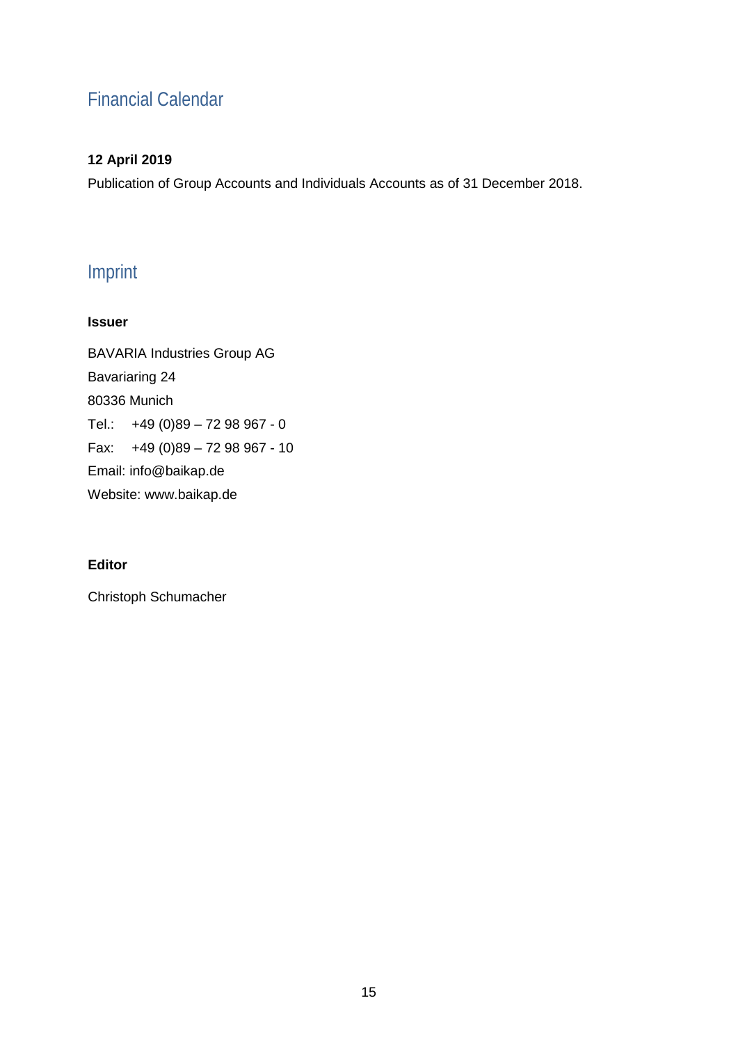## Financial Calendar

**12 April 2019**

Publication of Group Accounts and Individuals Accounts as of 31 December 2018.

## Imprint

**Issuer**

BAVARIA Industries Group AG
Bavariaring 24
80336 Munich
Tel.: +49 (0)89 – 72 98 967 - 0
Fax: +49 (0)89 – 72 98 967 - 10
Email: info@baikap.de
Website: www.baikap.de

**Editor**

Christoph Schumacher